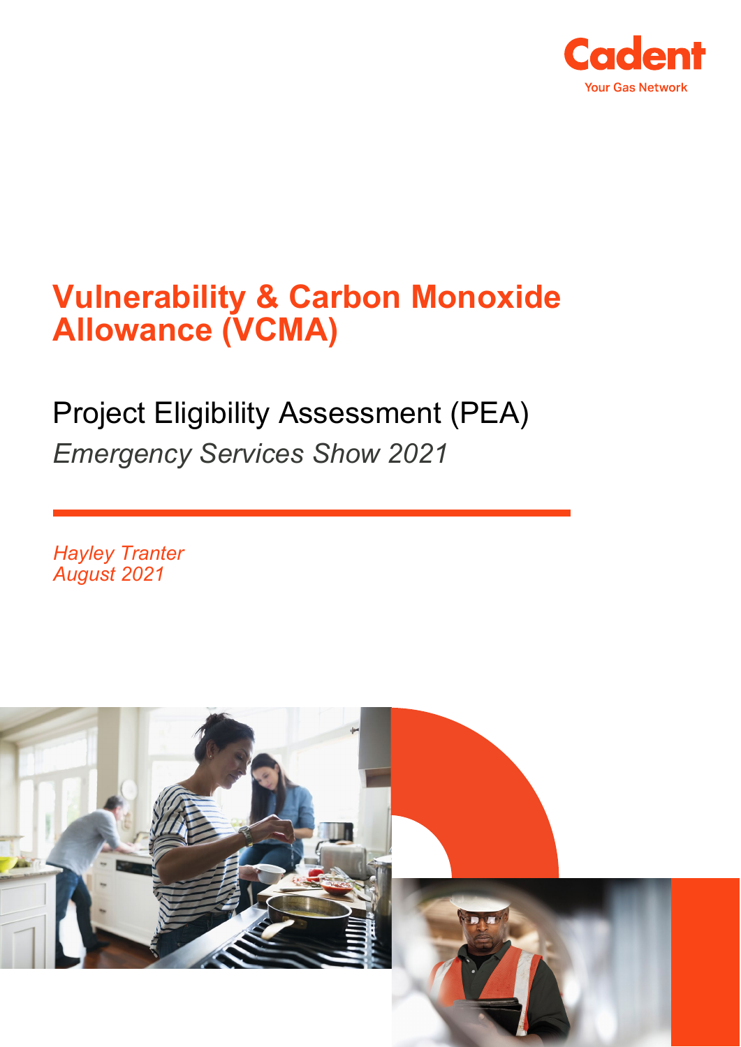Cadent

Your Gas Network

# Vulnerability & Carbon Monoxide Allowance (VCMA)

## Project Eligibility Assessment (PEA)

*Emergency Services Show 2021*

*Hayley Tranter*
*August 2021*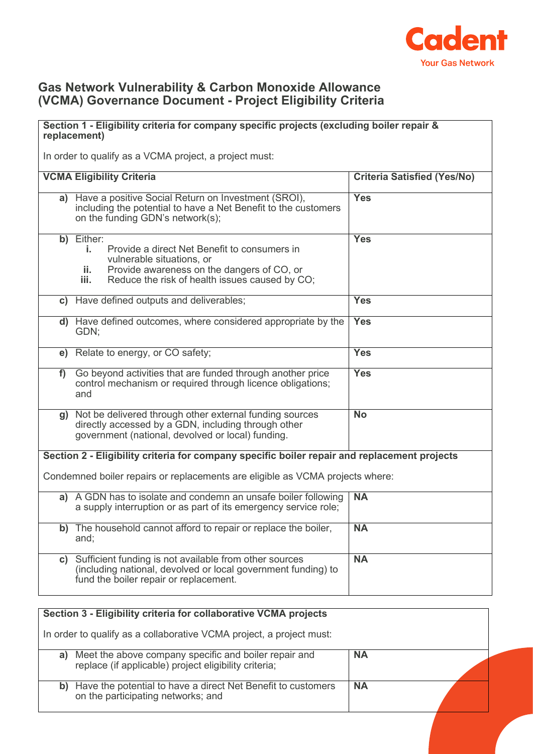## Gas Network Vulnerability & Carbon Monoxide Allowance (VCMA) Governance Document - Project Eligibility Criteria

**Section 1 - Eligibility criteria for company specific projects (excluding boiler repair & replacement)**

In order to qualify as a VCMA project, a project must:

| VCMA Eligibility Criteria | Criteria Satisfied (Yes/No) |
|---|---|
| **a)** Have a positive Social Return on Investment (SROI), including the potential to have a Net Benefit to the customers on the funding GDN's network(s); | **Yes** |
| **b)** Either:<br>**i.** Provide a direct Net Benefit to consumers in vulnerable situations, or<br>**ii.** Provide awareness on the dangers of CO, or<br>**iii.** Reduce the risk of health issues caused by CO; | **Yes** |
| **c)** Have defined outputs and deliverables; | **Yes** |
| **d)** Have defined outcomes, where considered appropriate by the GDN; | **Yes** |
| **e)** Relate to energy, or CO safety; | **Yes** |
| **f)** Go beyond activities that are funded through another price control mechanism or required through licence obligations; and | **Yes** |
| **g)** Not be delivered through other external funding sources directly accessed by a GDN, including through other government (national, devolved or local) funding. | **No** |

**Section 2 - Eligibility criteria for company specific boiler repair and replacement projects**

Condemned boiler repairs or replacements are eligible as VCMA projects where:

| | |
|---|---|
| **a)** A GDN has to isolate and condemn an unsafe boiler following a supply interruption or as part of its emergency service role; | **NA** |
| **b)** The household cannot afford to repair or replace the boiler, and; | **NA** |
| **c)** Sufficient funding is not available from other sources (including national, devolved or local government funding) to fund the boiler repair or replacement. | **NA** |

**Section 3 - Eligibility criteria for collaborative VCMA projects**

In order to qualify as a collaborative VCMA project, a project must:

| | |
|---|---|
| **a)** Meet the above company specific and boiler repair and replace (if applicable) project eligibility criteria; | **NA** |
| **b)** Have the potential to have a direct Net Benefit to customers on the participating networks; and | **NA** |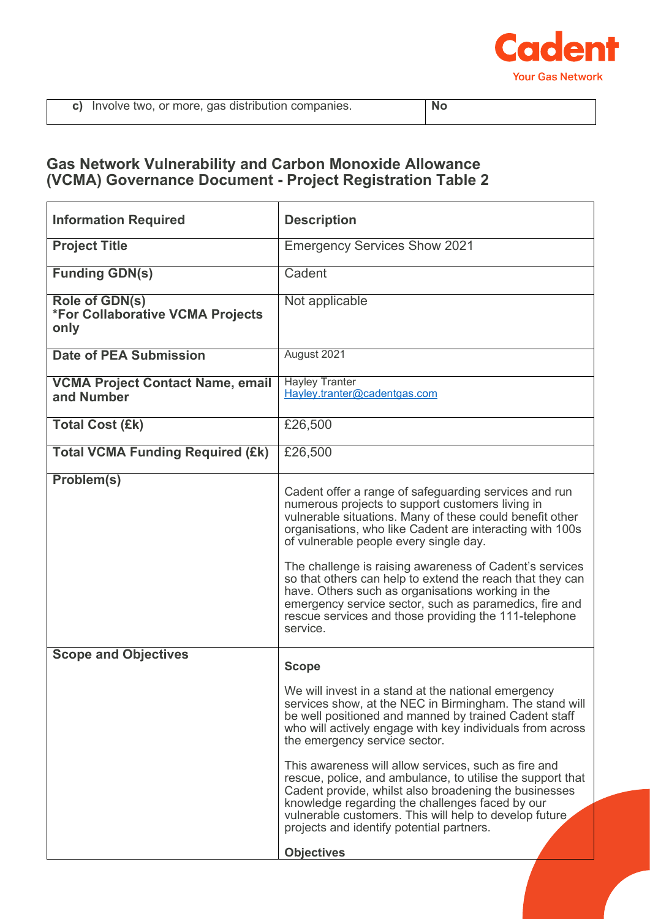| c) Involve two, or more, gas distribution companies. | No |
|---|---|

## Gas Network Vulnerability and Carbon Monoxide Allowance (VCMA) Governance Document - Project Registration Table 2

| Information Required | Description |
|---|---|
| **Project Title** | Emergency Services Show 2021 |
| **Funding GDN(s)** | Cadent |
| **Role of GDN(s)** **\*For Collaborative VCMA Projects only** | Not applicable |
| **Date of PEA Submission** | August 2021 |
| **VCMA Project Contact Name, email and Number** | Hayley Tranter<br>Hayley.tranter@cadentgas.com |
| **Total Cost (£k)** | £26,500 |
| **Total VCMA Funding Required (£k)** | £26,500 |
| **Problem(s)** | Cadent offer a range of safeguarding services and run numerous projects to support customers living in vulnerable situations. Many of these could benefit other organisations, who like Cadent are interacting with 100s of vulnerable people every single day.<br><br>The challenge is raising awareness of Cadent's services so that others can help to extend the reach that they can have. Others such as organisations working in the emergency service sector, such as paramedics, fire and rescue services and those providing the 111-telephone service. |
| **Scope and Objectives** | **Scope**<br><br>We will invest in a stand at the national emergency services show, at the NEC in Birmingham. The stand will be well positioned and manned by trained Cadent staff who will actively engage with key individuals from across the emergency service sector.<br><br>This awareness will allow services, such as fire and rescue, police, and ambulance, to utilise the support that Cadent provide, whilst also broadening the businesses knowledge regarding the challenges faced by our vulnerable customers. This will help to develop future projects and identify potential partners.<br><br>**Objectives** |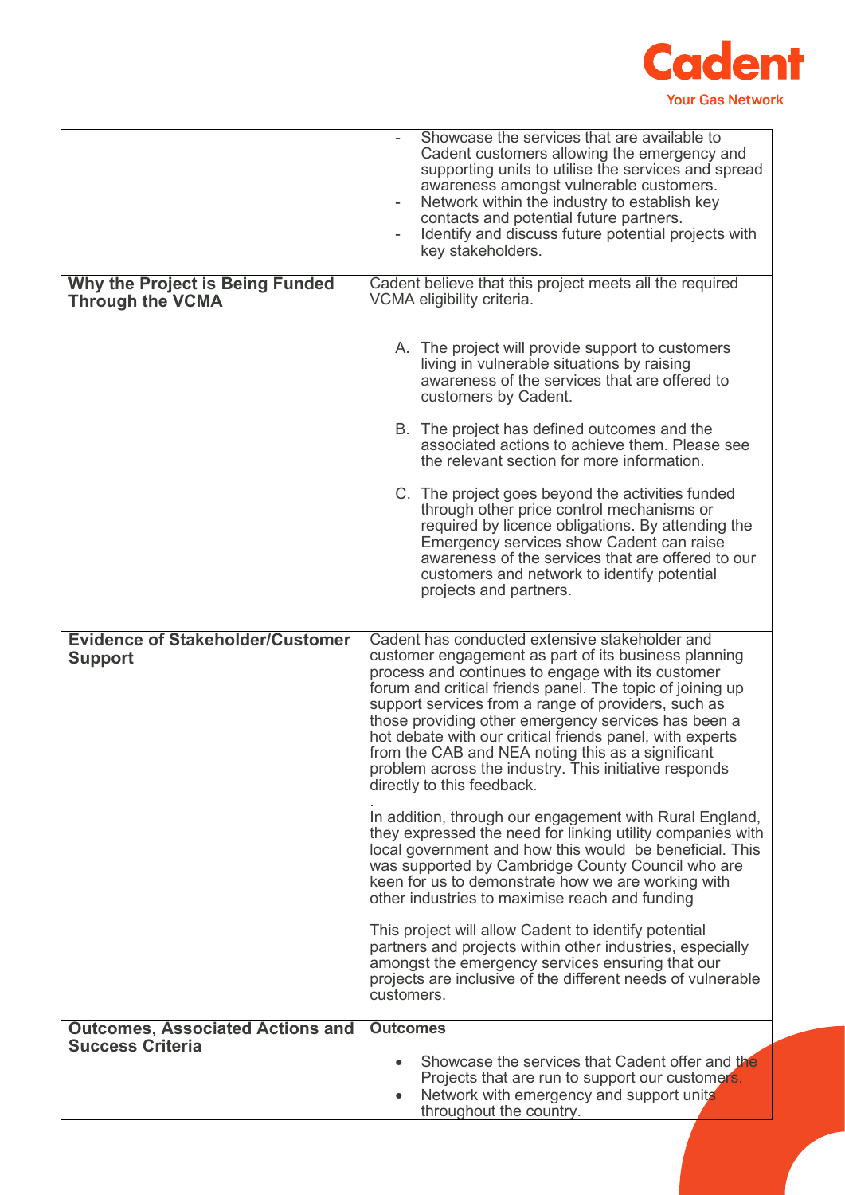| | |
|---|---|
| | - Showcase the services that are available to Cadent customers allowing the emergency and supporting units to utilise the services and spread awareness amongst vulnerable customers.<br>- Network within the industry to establish key contacts and potential future partners.<br>- Identify and discuss future potential projects with key stakeholders. |
| **Why the Project is Being Funded Through the VCMA** | Cadent believe that this project meets all the required VCMA eligibility criteria.<br><br>A. The project will provide support to customers living in vulnerable situations by raising awareness of the services that are offered to customers by Cadent.<br><br>B. The project has defined outcomes and the associated actions to achieve them. Please see the relevant section for more information.<br><br>C. The project goes beyond the activities funded through other price control mechanisms or required by licence obligations. By attending the Emergency services show Cadent can raise awareness of the services that are offered to our customers and network to identify potential projects and partners. |
| **Evidence of Stakeholder/Customer Support** | Cadent has conducted extensive stakeholder and customer engagement as part of its business planning process and continues to engage with its customer forum and critical friends panel. The topic of joining up support services from a range of providers, such as those providing other emergency services has been a hot debate with our critical friends panel, with experts from the CAB and NEA noting this as a significant problem across the industry. This initiative responds directly to this feedback.<br>.<br>In addition, through our engagement with Rural England, they expressed the need for linking utility companies with local government and how this would be beneficial. This was supported by Cambridge County Council who are keen for us to demonstrate how we are working with other industries to maximise reach and funding<br><br>This project will allow Cadent to identify potential partners and projects within other industries, especially amongst the emergency services ensuring that our projects are inclusive of the different needs of vulnerable customers. |
| **Outcomes, Associated Actions and Success Criteria** | **Outcomes**<br><br>- Showcase the services that Cadent offer and the Projects that are run to support our customers.<br>- Network with emergency and support units throughout the country. |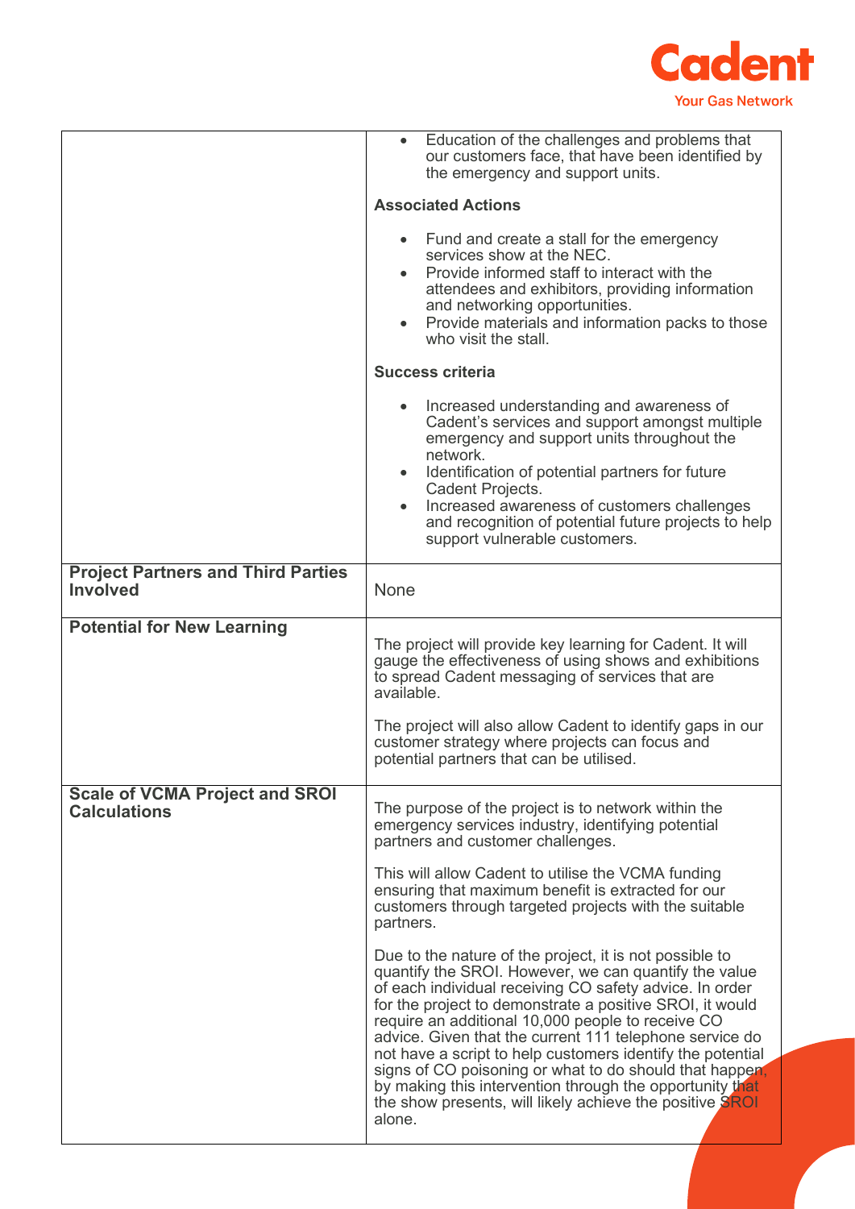| | |
|---|---|
| | • Education of the challenges and problems that our customers face, that have been identified by the emergency and support units.<br><br>**Associated Actions**<br><br>• Fund and create a stall for the emergency services show at the NEC.<br>• Provide informed staff to interact with the attendees and exhibitors, providing information and networking opportunities.<br>• Provide materials and information packs to those who visit the stall.<br><br>**Success criteria**<br><br>• Increased understanding and awareness of Cadent's services and support amongst multiple emergency and support units throughout the network.<br>• Identification of potential partners for future Cadent Projects.<br>• Increased awareness of customers challenges and recognition of potential future projects to help support vulnerable customers. |
| **Project Partners and Third Parties Involved** | None |
| **Potential for New Learning** | The project will provide key learning for Cadent. It will gauge the effectiveness of using shows and exhibitions to spread Cadent messaging of services that are available.<br><br>The project will also allow Cadent to identify gaps in our customer strategy where projects can focus and potential partners that can be utilised. |
| **Scale of VCMA Project and SROI Calculations** | The purpose of the project is to network within the emergency services industry, identifying potential partners and customer challenges.<br><br>This will allow Cadent to utilise the VCMA funding ensuring that maximum benefit is extracted for our customers through targeted projects with the suitable partners.<br><br>Due to the nature of the project, it is not possible to quantify the SROI. However, we can quantify the value of each individual receiving CO safety advice. In order for the project to demonstrate a positive SROI, it would require an additional 10,000 people to receive CO advice. Given that the current 111 telephone service do not have a script to help customers identify the potential signs of CO poisoning or what to do should that happen, by making this intervention through the opportunity that the show presents, will likely achieve the positive SROI alone. |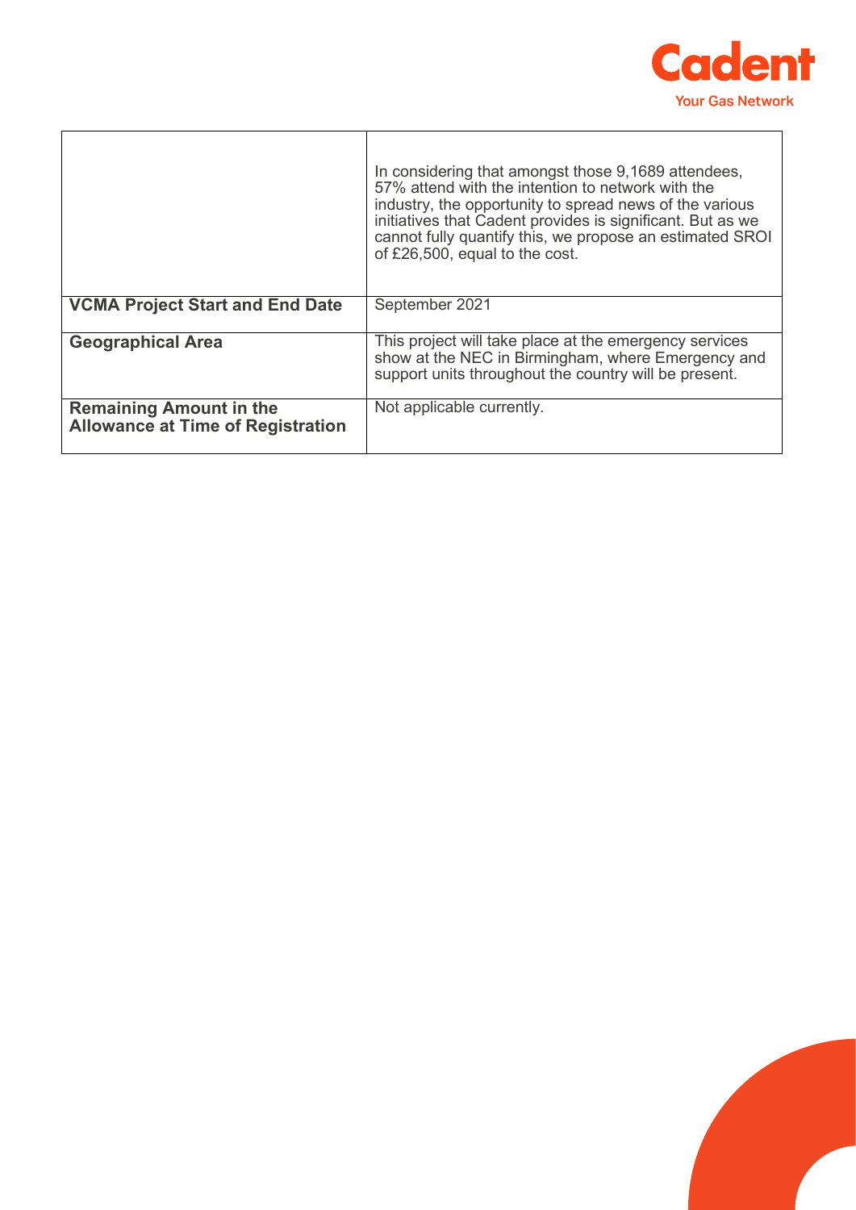|  |  |
|---|---|
|  | In considering that amongst those 9,1689 attendees, 57% attend with the intention to network with the industry, the opportunity to spread news of the various initiatives that Cadent provides is significant. But as we cannot fully quantify this, we propose an estimated SROI of £26,500, equal to the cost. |
| **VCMA Project Start and End Date** | September 2021 |
| **Geographical Area** | This project will take place at the emergency services show at the NEC in Birmingham, where Emergency and support units throughout the country will be present. |
| **Remaining Amount in the Allowance at Time of Registration** | Not applicable currently. |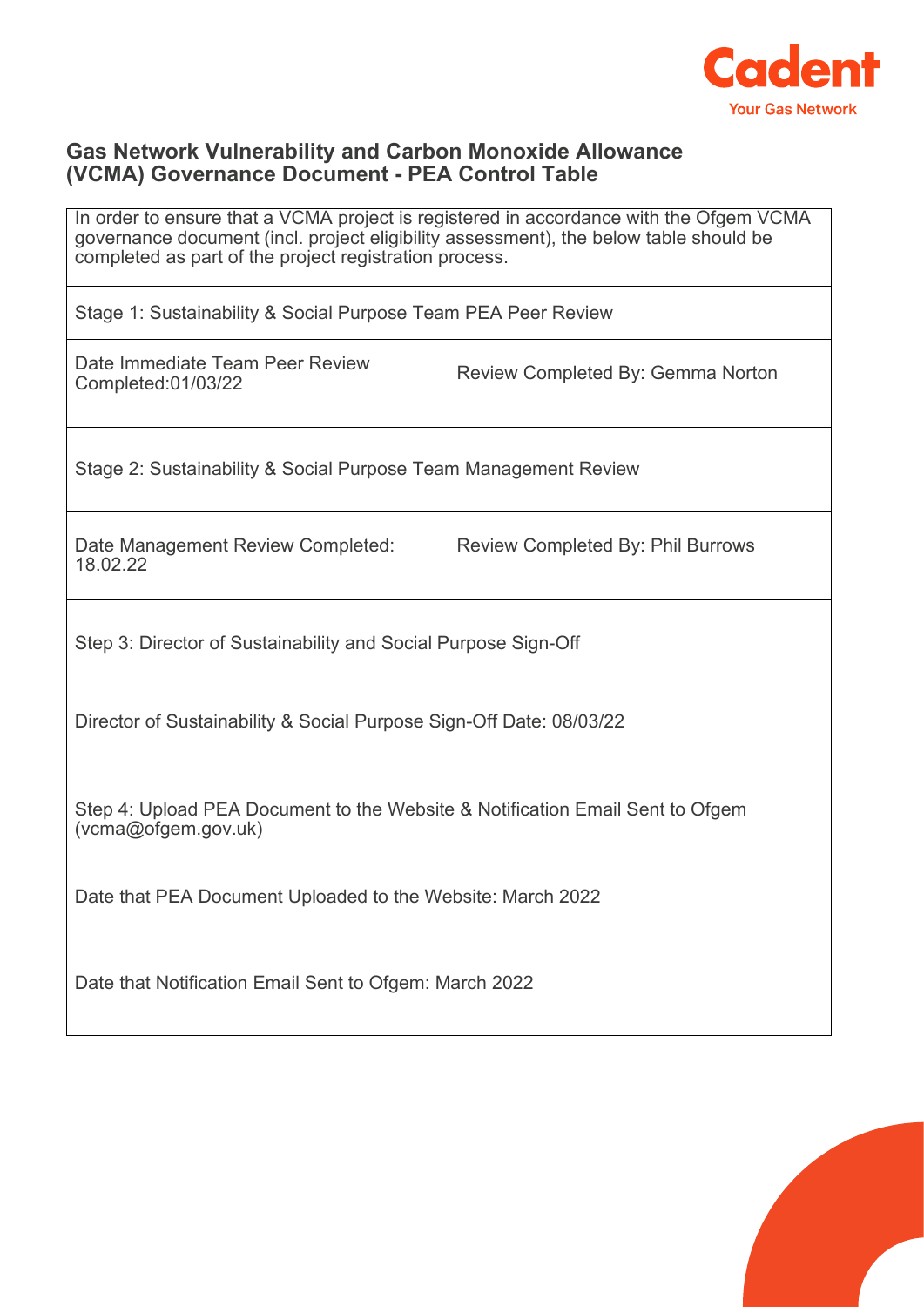## Gas Network Vulnerability and Carbon Monoxide Allowance (VCMA) Governance Document - PEA Control Table

| | |
|---|---|
| In order to ensure that a VCMA project is registered in accordance with the Ofgem VCMA governance document (incl. project eligibility assessment), the below table should be completed as part of the project registration process. | |
| Stage 1: Sustainability & Social Purpose Team PEA Peer Review | |
| Date Immediate Team Peer Review Completed:01/03/22 | Review Completed By: Gemma Norton |
| Stage 2: Sustainability & Social Purpose Team Management Review | |
| Date Management Review Completed: 18.02.22 | Review Completed By: Phil Burrows |
| Step 3: Director of Sustainability and Social Purpose Sign-Off | |
| Director of Sustainability & Social Purpose Sign-Off Date: 08/03/22 | |
| Step 4: Upload PEA Document to the Website & Notification Email Sent to Ofgem (vcma@ofgem.gov.uk) | |
| Date that PEA Document Uploaded to the Website: March 2022 | |
| Date that Notification Email Sent to Ofgem: March 2022 | |